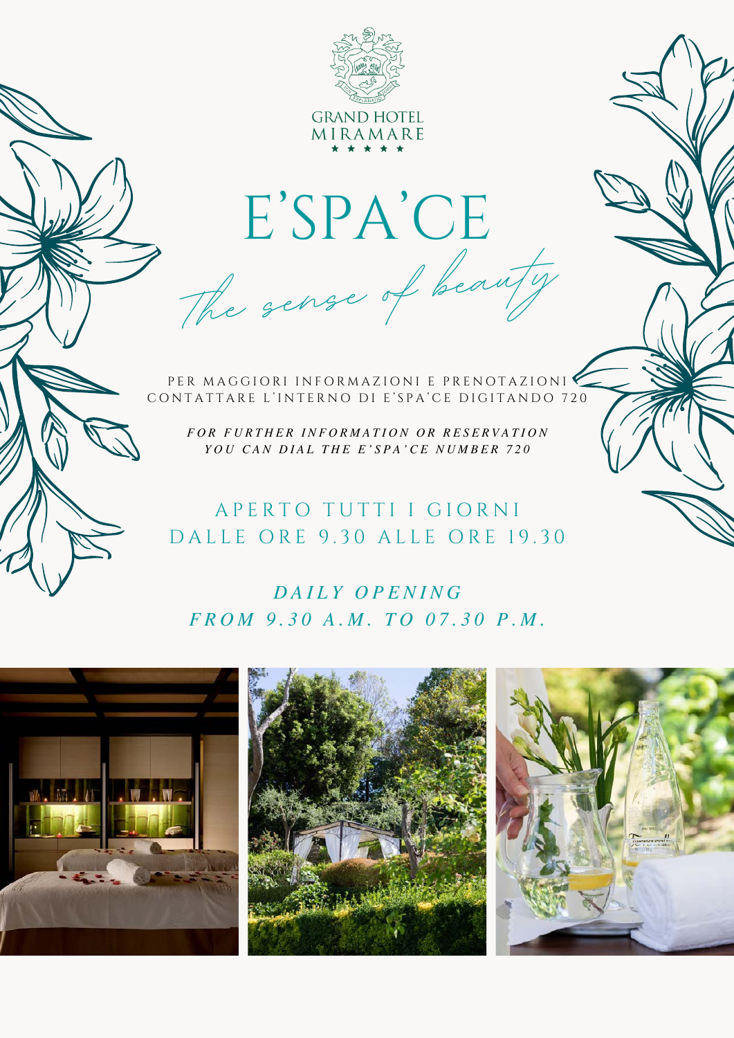GRAND HOTEL
MIRAMARE
★ ★ ★ ★ ★

# E'SPA'CE

*The sense of beauty*

PER MAGGIORI INFORMAZIONI E PRENOTAZIONI
CONTATTARE L'INTERNO DI E'SPA'CE DIGITANDO 720

***FOR FURTHER INFORMATION OR RESERVATION***
***YOU CAN DIAL THE E'SPA'CE NUMBER 720***

## APERTO TUTTI I GIORNI
## DALLE ORE 9.30 ALLE ORE 19.30

## *DAILY OPENING*
## *FROM 9.30 A.M. TO 07.30 P.M.*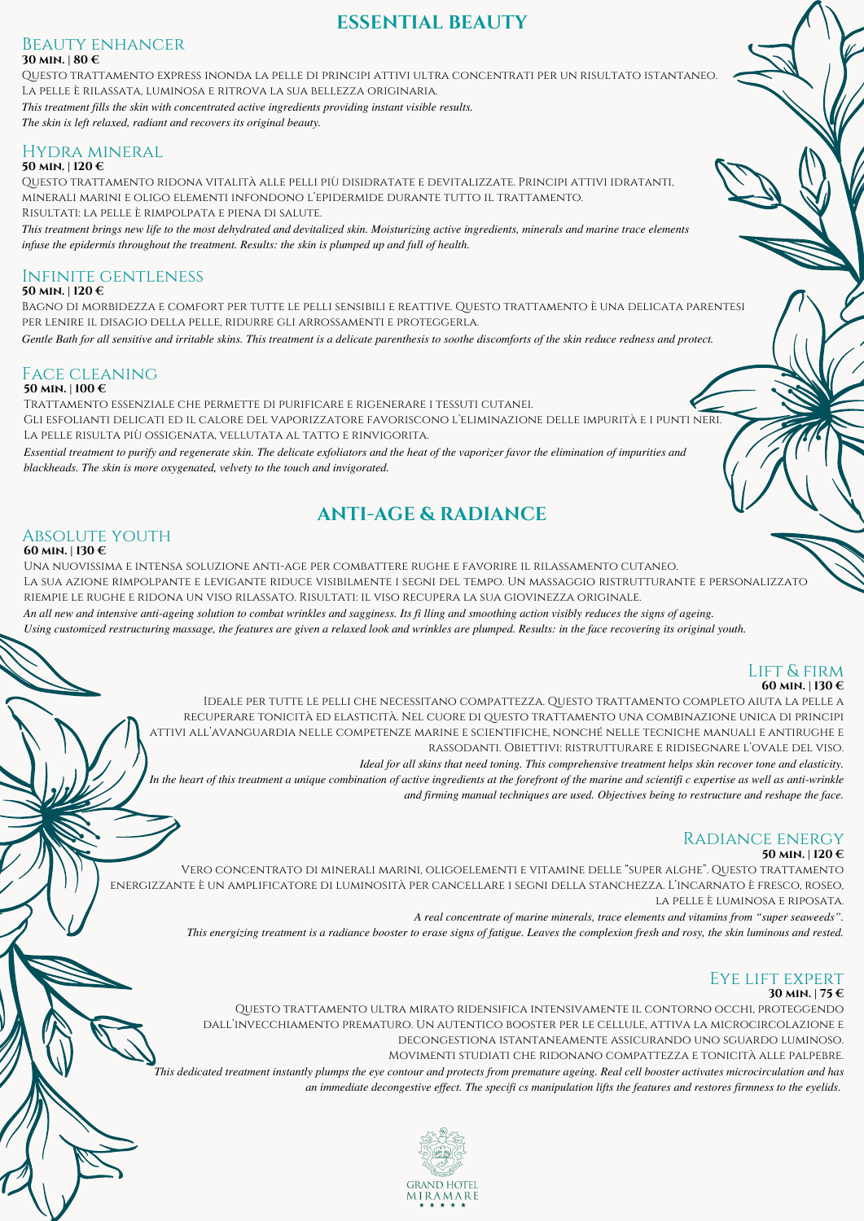# ESSENTIAL BEAUTY

## Beauty enhancer

**30 min. | 80 €**

Questo trattamento express inonda la pelle di principi attivi ultra concentrati per un risultato istantaneo. La pelle è rilassata, luminosa e ritrova la sua bellezza originaria.

*This treatment fills the skin with concentrated active ingredients providing instant visible results. The skin is left relaxed, radiant and recovers its original beauty.*

## Hydra mineral

**50 min. | 120 €**

Questo trattamento ridona vitalità alle pelli più disidratate e devitalizzate. Principi attivi idratanti, minerali marini e oligo elementi infondono l'epidermide durante tutto il trattamento. Risultati: la pelle è rimpolpata e piena di salute.

*This treatment brings new life to the most dehydrated and devitalized skin. Moisturizing active ingredients, minerals and marine trace elements infuse the epidermis throughout the treatment. Results: the skin is plumped up and full of health.*

## Infinite gentleness

**50 min. | 120 €**

Bagno di morbidezza e comfort per tutte le pelli sensibili e reattive. Questo trattamento è una delicata parentesi per lenire il disagio della pelle, ridurre gli arrossamenti e proteggerla.

*Gentle Bath for all sensitive and irritable skins. This treatment is a delicate parenthesis to soothe discomforts of the skin reduce redness and protect.*

## Face cleaning

**50 min. | 100 €**

Trattamento essenziale che permette di purificare e rigenerare i tessuti cutanei. Gli esfolianti delicati ed il calore del vaporizzatore favoriscono l'eliminazione delle impurità e i punti neri. La pelle risulta più ossigenata, vellutata al tatto e rinvigorita.

*Essential treatment to purify and regenerate skin. The delicate exfoliators and the heat of the vaporizer favor the elimination of impurities and blackheads. The skin is more oxygenated, velvety to the touch and invigorated.*

# ANTI-AGE & RADIANCE

## Absolute youth

**60 min. | 130 €**

Una nuovissima e intensa soluzione anti-age per combattere rughe e favorire il rilassamento cutaneo. La sua azione rimpolpante e levigante riduce visibilmente i segni del tempo. Un massaggio ristrutturante e personalizzato riempie le rughe e ridona un viso rilassato. Risultati: il viso recupera la sua giovinezza originale.

*An all new and intensive anti-ageing solution to combat wrinkles and sagginess. Its fi lling and smoothing action visibly reduces the signs of ageing. Using customized restructuring massage, the features are given a relaxed look and wrinkles are plumped. Results: in the face recovering its original youth.*

## Lift & firm

**60 min. | 130 €**

Ideale per tutte le pelli che necessitano compattezza. Questo trattamento completo aiuta la pelle a recuperare tonicità ed elasticità. Nel cuore di questo trattamento una combinazione unica di principi attivi all'avanguardia nelle competenze marine e scientifiche, nonché nelle tecniche manuali e antirughe e rassodanti. Obiettivi: ristrutturare e ridisegnare l'ovale del viso.

*Ideal for all skins that need toning. This comprehensive treatment helps skin recover tone and elasticity. In the heart of this treatment a unique combination of active ingredients at the forefront of the marine and scientifi c expertise as well as anti-wrinkle and firming manual techniques are used. Objectives being to restructure and reshape the face.*

## Radiance energy

**50 min. | 120 €**

Vero concentrato di minerali marini, oligoelementi e vitamine delle "super alghe". Questo trattamento energizzante è un amplificatore di luminosità per cancellare i segni della stanchezza. L'incarnato è fresco, roseo, la pelle è luminosa e riposata.

*A real concentrate of marine minerals, trace elements and vitamins from "super seaweeds". This energizing treatment is a radiance booster to erase signs of fatigue. Leaves the complexion fresh and rosy, the skin luminous and rested.*

## Eye lift expert

**30 min. | 75 €**

Questo trattamento ultra mirato ridensifica intensivamente il contorno occhi, proteggendo dall'invecchiamento prematuro. Un autentico booster per le cellule, attiva la microcircolazione e decongestiona istantaneamente assicurando uno sguardo luminoso. Movimenti studiati che ridonano compattezza e tonicità alle palpebre.

*This dedicated treatment instantly plumps the eye contour and protects from premature ageing. Real cell booster activates microcirculation and has an immediate decongestive effect. The specifi cs manipulation lifts the features and restores firmness to the eyelids.*

GRAND HOTEL MIRAMARE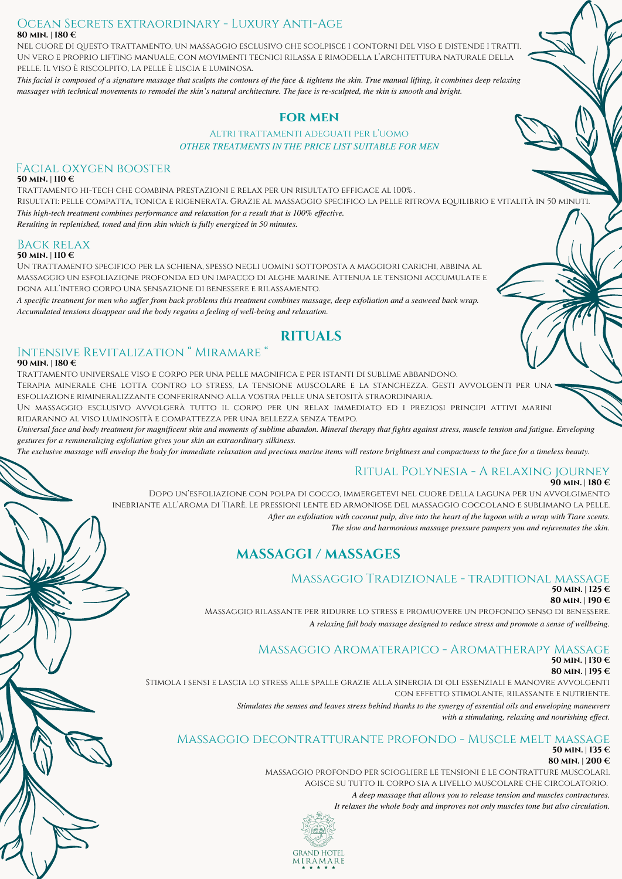### Ocean Secrets extraordinary - Luxury Anti-Age

**80 min. | 180 €**

Nel cuore di questo trattamento, un massaggio esclusivo che scolpisce i contorni del viso e distende i tratti. Un vero e proprio lifting manuale, con movimenti tecnici rilassa e rimodella l'architettura naturale della pelle. Il viso è riscolpito, la pelle è liscia e luminosa.

*This facial is composed of a signature massage that sculpts the contours of the face & tightens the skin. True manual lifting, it combines deep relaxing massages with technical movements to remodel the skin's natural architecture. The face is re-sculpted, the skin is smooth and bright.*

## FOR MEN

Altri trattamenti adeguati per l'uomo

*OTHER TREATMENTS IN THE PRICE LIST SUITABLE FOR MEN*

### Facial oxygen booster

**50 min. | 110 €**

Trattamento hi-tech che combina prestazioni e relax per un risultato efficace al 100% .

Risultati: pelle compatta, tonica e rigenerata. Grazie al massaggio specifico la pelle ritrova equilibrio e vitalità in 50 minuti.

*This high-tech treatment combines performance and relaxation for a result that is 100% effective.*

*Resulting in replenished, toned and firm skin which is fully energized in 50 minutes.*

### Back relax

**50 min. | 110 €**

Un trattamento specifico per la schiena, spesso negli uomini sottoposta a maggiori carichi, abbina al massaggio un esfoliazione profonda ed un impacco di alghe marine. Attenua le tensioni accumulate e dona all'intero corpo una sensazione di benessere e rilassamento.

*A specific treatment for men who suffer from back problems this treatment combines massage, deep exfoliation and a seaweed back wrap. Accumulated tensions disappear and the body regains a feeling of well-being and relaxation.*

## RITUALS

### Intensive Revitalization " Miramare "

**90 min. | 180 €**

Trattamento universale viso e corpo per una pelle magnifica e per istanti di sublime abbandono.

Terapia minerale che lotta contro lo stress, la tensione muscolare e la stanchezza. Gesti avvolgenti per una esfoliazione rimineralizzante conferiranno alla vostra pelle una setosità straordinaria.

Un massaggio esclusivo avvolgerà tutto il corpo per un relax immediato ed i preziosi principi attivi marini ridaranno al viso luminosità e compattezza per una bellezza senza tempo.

*Universal face and body treatment for magnificent skin and moments of sublime abandon. Mineral therapy that fights against stress, muscle tension and fatigue. Enveloping gestures for a remineralizing exfoliation gives your skin an extraordinary silkiness.*

*The exclusive massage will envelop the body for immediate relaxation and precious marine items will restore brightness and compactness to the face for a timeless beauty.*

### Ritual Polynesia - A relaxing journey

**90 min. | 180 €**

Dopo un'esfoliazione con polpa di cocco, immergetevi nel cuore della laguna per un avvolgimento inebriante all'aroma di Tiarè. Le pressioni lente ed armoniose del massaggio coccolano e sublimano la pelle.

*After an exfoliation with coconut pulp, dive into the heart of the lagoon with a wrap with Tiare scents.*

*The slow and harmonious massage pressure pampers you and rejuvenates the skin.*

## MASSAGGI / MASSAGES

### Massaggio Tradizionale - traditional massage

**50 min. | 125 €**

**80 min. | 190 €**

Massaggio rilassante per ridurre lo stress e promuovere un profondo senso di benessere.

*A relaxing full body massage designed to reduce stress and promote a sense of wellbeing.*

### Massaggio Aromaterapico - Aromatherapy Massage

**50 min. | 130 €**

**80 min. | 195 €**

Stimola i sensi e lascia lo stress alle spalle grazie alla sinergia di oli essenziali e manovre avvolgenti con effetto stimolante, rilassante e nutriente.

*Stimulates the senses and leaves stress behind thanks to the synergy of essential oils and enveloping maneuvers with a stimulating, relaxing and nourishing effect.*

### Massaggio decontratturante profondo - Muscle melt massage

**50 min. | 135 €**

**80 min. | 200 €**

Massaggio profondo per sciogliere le tensioni e le contratture muscolari. Agisce su tutto il corpo sia a livello muscolare che circolatorio.

*A deep massage that allows you to release tension and muscles contractures.*

*It relaxes the whole body and improves not only muscles tone but also circulation.*

GRAND HOTEL MIRAMARE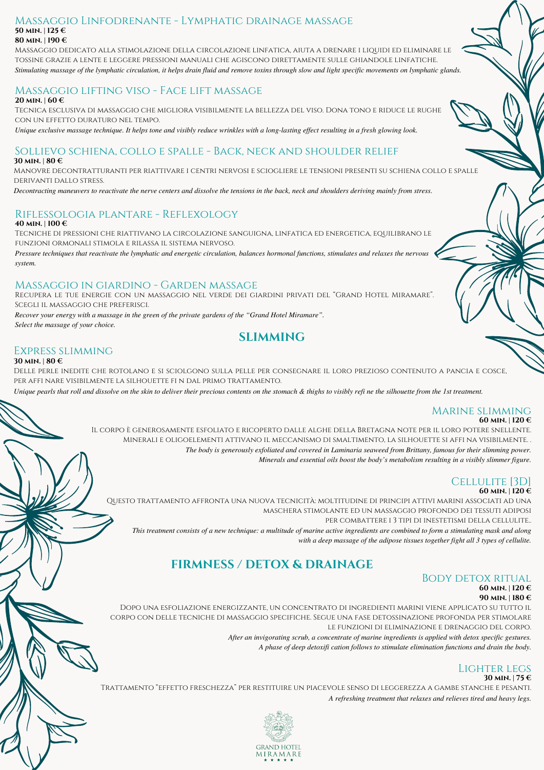### Massaggio Linfodrenante - Lymphatic drainage massage

**50 min. | 125 €**
**80 min. | 190 €**

Massaggio dedicato alla stimolazione della circolazione linfatica, aiuta a drenare i liquidi ed eliminare le tossine grazie a lente e leggere pressioni manuali che agiscono direttamente sulle ghiandole linfatiche.

*Stimulating massage of the lymphatic circulation, it helps drain fluid and remove toxins through slow and light specific movements on lymphatic glands.*

### Massaggio lifting viso - Face lift massage

**20 min. | 60 €**

Tecnica esclusiva di massaggio che migliora visibilmente la bellezza del viso. Dona tono e riduce le rughe con un effetto duraturo nel tempo.

*Unique exclusive massage technique. It helps tone and visibly reduce wrinkles with a long-lasting effect resulting in a fresh glowing look.*

### Sollievo schiena, collo e spalle - Back, neck and shoulder relief

**30 min. | 80 €**

Manovre decontratturanti per riattivare i centri nervosi e sciogliere le tensioni presenti su schiena collo e spalle derivanti dallo stress.

*Decontracting maneuvers to reactivate the nerve centers and dissolve the tensions in the back, neck and shoulders deriving mainly from stress.*

### Riflessologia plantare - Reflexology

**40 min. | 100 €**

Tecniche di pressioni che riattivano la circolazione sanguigna, linfatica ed energetica, equilibrano le funzioni ormonali stimola e rilassa il sistema nervoso.

*Pressure techniques that reactivate the lymphatic and energetic circulation, balances hormonal functions, stimulates and relaxes the nervous system.*

### Massaggio in giardino - Garden massage

Recupera le tue energie con un massaggio nel verde dei giardini privati del "Grand Hotel Miramare". Scegli il massaggio che preferisci.

*Recover your energy with a massage in the green of the private gardens of the "Grand Hotel Miramare". Select the massage of your choice.*

## SLIMMING

### Express slimming

**30 min. | 80 €**

Delle perle inedite che rotolano e si sciolgono sulla pelle per consegnare il loro prezioso contenuto a pancia e cosce, per affi nare visibilmente la silhouette fi n dal primo trattamento.

*Unique pearls that roll and dissolve on the skin to deliver their precious contents on the stomach & thighs to visibly refi ne the silhouette from the 1st treatment.*

### Marine slimming

**60 min. | 120 €**

Il corpo è generosamente esfoliato e ricoperto dalle alghe della Bretagna note per il loro potere snellente. Minerali e oligoelementi attivano il meccanismo di smaltimento, la silhouette si affi na visibilmente. .

*The body is generously exfoliated and covered in Laminaria seaweed from Brittany, famous for their slimming power. Minerals and essential oils boost the body's metabolism resulting in a visibly slimmer figure.*

### Cellulite [3D]

**60 min. | 120 €**

Questo trattamento affronta una nuova tecnicità: moltitudine di principi attivi marini associati ad una maschera stimolante ed un massaggio profondo dei tessuti adiposi per combattere i 3 tipi di inestetismi della cellulite..

*This treatment consists of a new technique: a multitude of marine active ingredients are combined to form a stimulating mask and along with a deep massage of the adipose tissues together fight all 3 types of cellulite.*

## FIRMNESS / DETOX & DRAINAGE

### Body detox ritual

**60 min. | 120 €**
**90 min. | 180 €**

Dopo una esfoliazione energizzante, un concentrato di ingredienti marini viene applicato su tutto il corpo con delle tecniche di massaggio specifiche. Segue una fase detossinazione profonda per stimolare le funzioni di eliminazione e drenaggio del corpo.

*After an invigorating scrub, a concentrate of marine ingredients is applied with detox specific gestures. A phase of deep detoxifi cation follows to stimulate elimination functions and drain the body.*

### Lighter legs

**30 min. | 75 €**

Trattamento "effetto freschezza" per restituire un piacevole senso di leggerezza a gambe stanche e pesanti.

*A refreshing treatment that relaxes and relieves tired and heavy legs.*

GRAND HOTEL MIRAMARE
★ ★ ★ ★ ★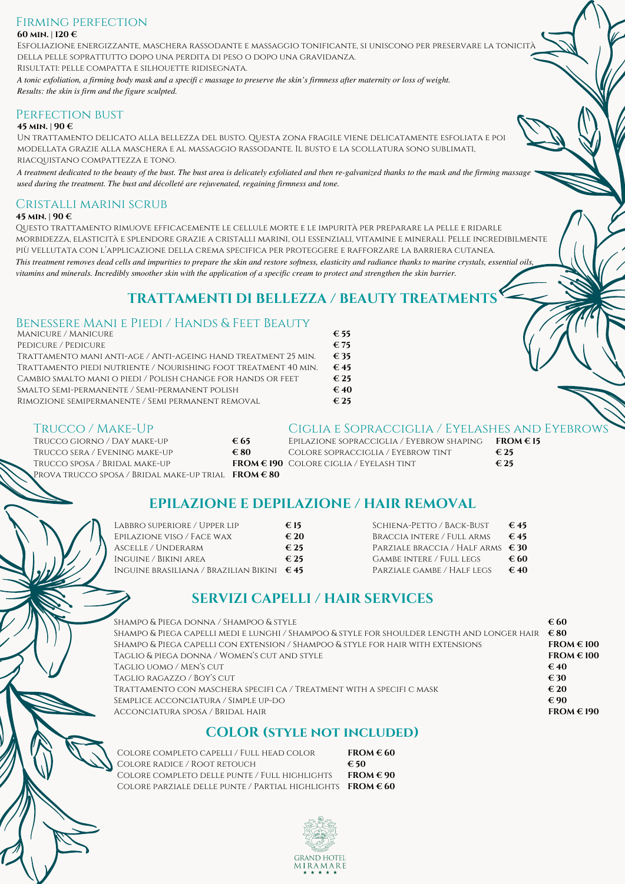## Firming perfection

**60 min. | 120 €**

Esfoliazione energizzante, maschera rassodante e massaggio tonificante, si uniscono per preservare la tonicità della pelle soprattutto dopo una perdita di peso o dopo una gravidanza.
Risultati: pelle compatta e silhouette ridisegnata.

*A tonic exfoliation, a firming body mask and a specifi c massage to preserve the skin's firmness after maternity or loss of weight. Results: the skin is firm and the figure sculpted.*

## Perfection bust

**45 min. | 90 €**

Un trattamento delicato alla bellezza del busto. Questa zona fragile viene delicatamente esfoliata e poi modellata grazie alla maschera e al massaggio rassodante. Il busto e la scollatura sono sublimati, riacquistano compattezza e tono.

*A treatment dedicated to the beauty of the bust. The bust area is delicately exfoliated and then re-galvanized thanks to the mask and the firming massage used during the treatment. The bust and décolleté are rejuvenated, regaining firmness and tone.*

## Cristalli marini scrub

**45 min. | 90 €**

Questo trattamento rimuove efficacemente le cellule morte e le impurità per preparare la pelle e ridarle morbidezza, elasticità e splendore grazie a cristalli marini, oli essenziali, vitamine e minerali. Pelle incredibilmente più vellutata con l'applicazione della crema specifica per proteggere e rafforzare la barriera cutanea.

*This treatment removes dead cells and impurities to prepare the skin and restore softness, elasticity and radiance thanks to marine crystals, essential oils, vitamins and minerals. Incredibly smoother skin with the application of a specific cream to protect and strengthen the skin barrier.*

# TRATTAMENTI DI BELLEZZA / BEAUTY TREATMENTS

## Benessere Mani e Piedi / Hands & Feet Beauty

| | |
|---|---|
| Manicure / Manicure | **€ 55** |
| Pedicure / Pedicure | **€ 75** |
| Trattamento mani anti-age / Anti-ageing hand treatment 25 min. | **€ 35** |
| Trattamento piedi nutriente / Nourishing foot treatment 40 min. | **€ 45** |
| Cambio smalto mani o piedi / Polish change for hands or feet | **€ 25** |
| Smalto semi-permanente / Semi-permanent polish | **€ 40** |
| Rimozione semipermanente / Semi permanent removal | **€ 25** |

## Trucco / Make-Up

| | |
|---|---|
| Trucco giorno / Day make-up | **€ 65** |
| Trucco sera / Evening make-up | **€ 80** |
| Trucco sposa / Bridal make-up | **FROM € 190** |
| Prova trucco sposa / Bridal make-up trial | **FROM € 80** |

## Ciglia e Sopracciglia / Eyelashes and Eyebrows

| | |
|---|---|
| Epilazione sopracciglia / Eyebrow shaping | **FROM € 15** |
| Colore sopracciglia / Eyebrow tint | **€ 25** |
| Colore ciglia / Eyelash tint | **€ 25** |

# EPILAZIONE E DEPILAZIONE / HAIR REMOVAL

| | |
|---|---|
| Labbro superiore / Upper lip | **€ 15** |
| Epilazione viso / Face wax | **€ 20** |
| Ascelle / Underarm | **€ 25** |
| Inguine / Bikini area | **€ 25** |
| Inguine brasiliana / Brazilian bikini | **€ 45** |
| Schiena-petto / Back-bust | **€ 45** |
| Braccia intere / Full arms | **€ 45** |
| Parziale braccia / Half arms | **€ 30** |
| Gambe intere / Full legs | **€ 60** |
| Parziale gambe / Half legs | **€ 40** |

# SERVIZI CAPELLI / HAIR SERVICES

| | |
|---|---|
| Shampo & Piega donna / Shampoo & style | **€ 60** |
| Shampo & Piega capelli medi e lunghi / Shampoo & style for shoulder length and longer hair | **€ 80** |
| Shampo & Piega capelli con extension / Shampoo & style for hair with extensions | **FROM € 100** |
| Taglio & piega donna / Women's cut and style | **FROM € 100** |
| Taglio uomo / Men's cut | **€ 40** |
| Taglio ragazzo / Boy's cut | **€ 30** |
| Trattamento con maschera specifi ca / Treatment with a specifi c mask | **€ 20** |
| Semplice acconciatura / Simple up-do | **€ 90** |
| Acconciatura sposa / Bridal hair | **FROM € 190** |

# COLOR (style not included)

| | |
|---|---|
| Colore completo capelli / Full head color | **FROM € 60** |
| Colore radice / Root retouch | **€ 50** |
| Colore completo delle punte / Full highlights | **FROM € 90** |
| Colore parziale delle punte / Partial highlights | **FROM € 60** |

GRAND HOTEL MIRAMARE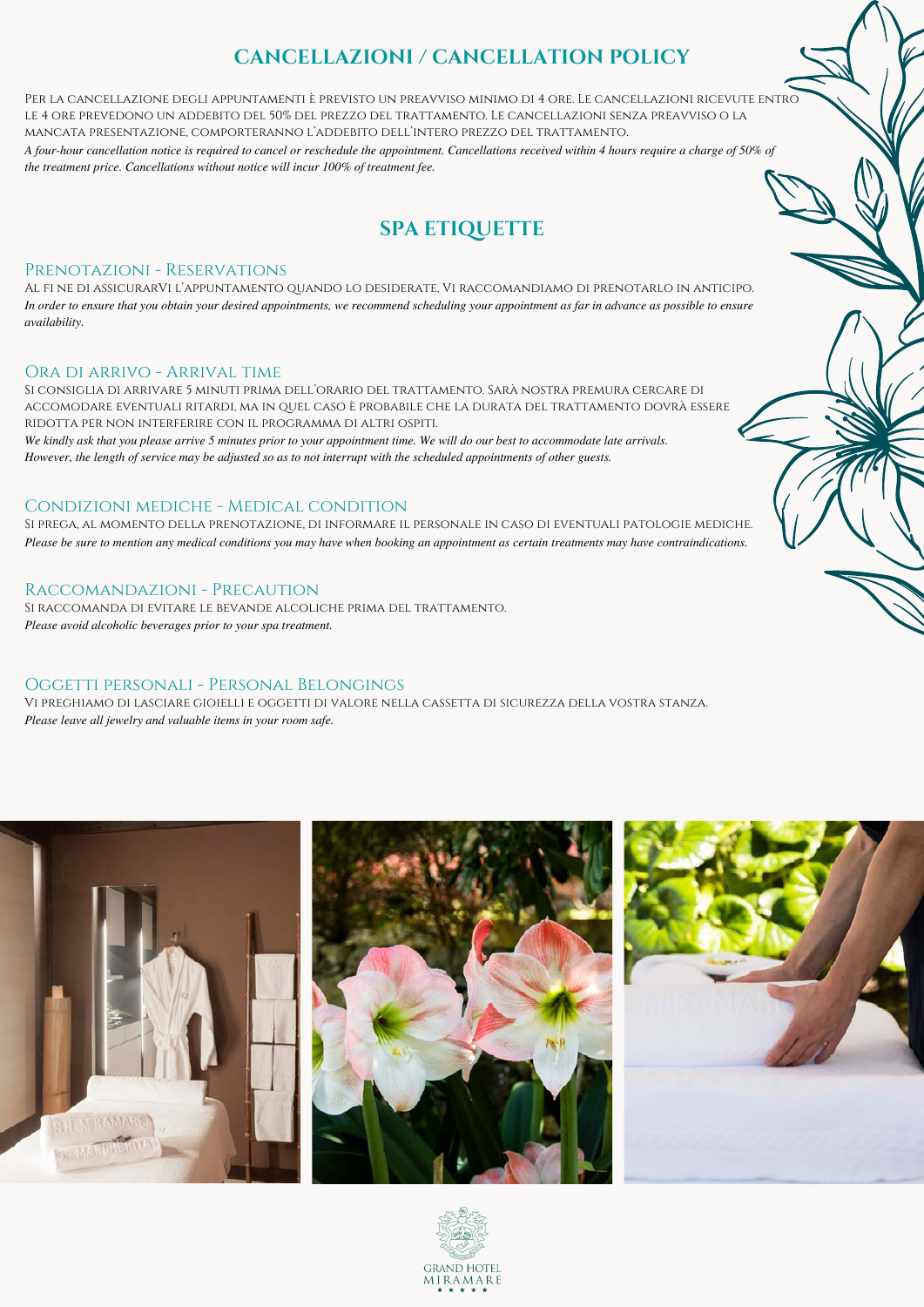## CANCELLAZIONI / CANCELLATION POLICY

Per la cancellazione degli appuntamenti è previsto un preavviso minimo di 4 ore. Le cancellazioni ricevute entro le 4 ore prevedono un addebito del 50% del prezzo del trattamento. Le cancellazioni senza preavviso o la mancata presentazione, comporteranno l'addebito dell'intero prezzo del trattamento.

*A four-hour cancellation notice is required to cancel or reschedule the appointment. Cancellations received within 4 hours require a charge of 50% of the treatment price. Cancellations without notice will incur 100% of treatment fee.*

## SPA ETIQUETTE

### Prenotazioni - Reservations

Al fi ne di assicurarVi l'appuntamento quando lo desiderate, Vi raccomandiamo di prenotarlo in anticipo.

*In order to ensure that you obtain your desired appointments, we recommend scheduling your appointment as far in advance as possible to ensure availability.*

### Ora di arrivo - Arrival time

Si consiglia di arrivare 5 minuti prima dell'orario del trattamento. Sarà nostra premura cercare di accomodare eventuali ritardi, ma in quel caso è probabile che la durata del trattamento dovrà essere ridotta per non interferire con il programma di altri ospiti.

*We kindly ask that you please arrive 5 minutes prior to your appointment time. We will do our best to accommodate late arrivals. However, the length of service may be adjusted so as to not interrupt with the scheduled appointments of other guests.*

### Condizioni mediche - Medical condition

Si prega, al momento della prenotazione, di informare il personale in caso di eventuali patologie mediche.

*Please be sure to mention any medical conditions you may have when booking an appointment as certain treatments may have contraindications.*

### Raccomandazioni - Precaution

Si raccomanda di evitare le bevande alcoliche prima del trattamento.

*Please avoid alcoholic beverages prior to your spa treatment.*

### Oggetti personali - Personal Belongings

Vi preghiamo di lasciare gioielli e oggetti di valore nella cassetta di sicurezza della vostra stanza.

*Please leave all jewelry and valuable items in your room safe.*

GRAND HOTEL MIRAMARE